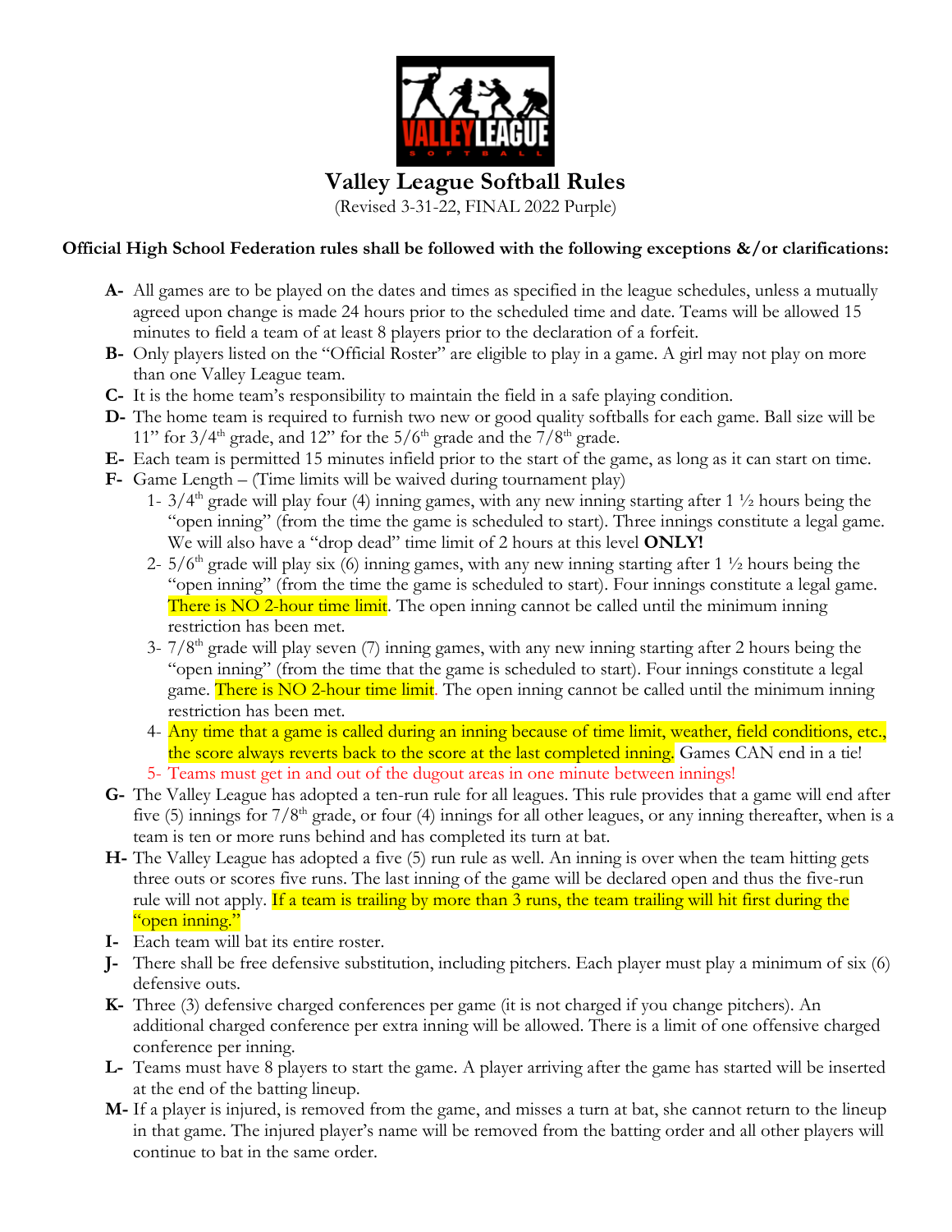# Valley League Softball Rules

(Revised 3-31-22, FINAL 2022 Purple)

**Official High School Federation rules shall be followed with the following exceptions &/or clarifications:**

- **A-** All games are to be played on the dates and times as specified in the league schedules, unless a mutually agreed upon change is made 24 hours prior to the scheduled time and date. Teams will be allowed 15 minutes to field a team of at least 8 players prior to the declaration of a forfeit.
- **B-** Only players listed on the "Official Roster" are eligible to play in a game. A girl may not play on more than one Valley League team.
- **C-** It is the home team's responsibility to maintain the field in a safe playing condition.
- **D-** The home team is required to furnish two new or good quality softballs for each game. Ball size will be 11" for 3/4th grade, and 12" for the 5/6th grade and the 7/8th grade.
- **E-** Each team is permitted 15 minutes infield prior to the start of the game, as long as it can start on time.
- **F-** Game Length – (Time limits will be waived during tournament play)
  1. 3/4th grade will play four (4) inning games, with any new inning starting after 1 ½ hours being the "open inning" (from the time the game is scheduled to start). Three innings constitute a legal game. We will also have a "drop dead" time limit of 2 hours at this level **ONLY!**
  2. 5/6th grade will play six (6) inning games, with any new inning starting after 1 ½ hours being the "open inning" (from the time the game is scheduled to start). Four innings constitute a legal game. There is NO 2-hour time limit. The open inning cannot be called until the minimum inning restriction has been met.
  3. 7/8th grade will play seven (7) inning games, with any new inning starting after 2 hours being the "open inning" (from the time that the game is scheduled to start). Four innings constitute a legal game. There is NO 2-hour time limit. The open inning cannot be called until the minimum inning restriction has been met.
  4. Any time that a game is called during an inning because of time limit, weather, field conditions, etc., the score always reverts back to the score at the last completed inning. Games CAN end in a tie!
  5. Teams must get in and out of the dugout areas in one minute between innings!
- **G-** The Valley League has adopted a ten-run rule for all leagues. This rule provides that a game will end after five (5) innings for 7/8th grade, or four (4) innings for all other leagues, or any inning thereafter, when is a team is ten or more runs behind and has completed its turn at bat.
- **H-** The Valley League has adopted a five (5) run rule as well. An inning is over when the team hitting gets three outs or scores five runs. The last inning of the game will be declared open and thus the five-run rule will not apply. If a team is trailing by more than 3 runs, the team trailing will hit first during the "open inning."
- **I-** Each team will bat its entire roster.
- **J-** There shall be free defensive substitution, including pitchers. Each player must play a minimum of six (6) defensive outs.
- **K-** Three (3) defensive charged conferences per game (it is not charged if you change pitchers). An additional charged conference per extra inning will be allowed. There is a limit of one offensive charged conference per inning.
- **L-** Teams must have 8 players to start the game. A player arriving after the game has started will be inserted at the end of the batting lineup.
- **M-** If a player is injured, is removed from the game, and misses a turn at bat, she cannot return to the lineup in that game. The injured player's name will be removed from the batting order and all other players will continue to bat in the same order.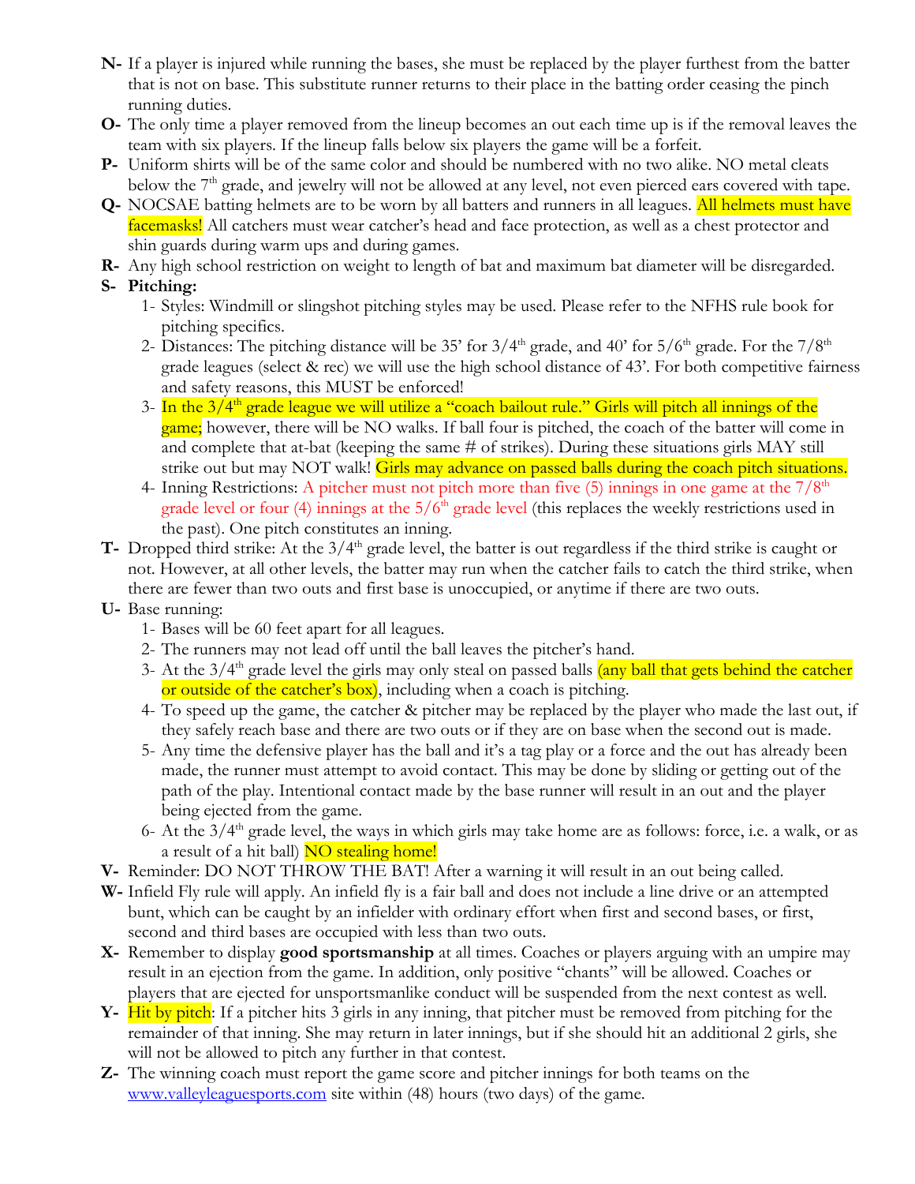**N-** If a player is injured while running the bases, she must be replaced by the player furthest from the batter that is not on base. This substitute runner returns to their place in the batting order ceasing the pinch running duties.

**O-** The only time a player removed from the lineup becomes an out each time up is if the removal leaves the team with six players. If the lineup falls below six players the game will be a forfeit.

**P-** Uniform shirts will be of the same color and should be numbered with no two alike. NO metal cleats below the 7th grade, and jewelry will not be allowed at any level, not even pierced ears covered with tape.

**Q-** NOCSAE batting helmets are to be worn by all batters and runners in all leagues. All helmets must have facemasks! All catchers must wear catcher's head and face protection, as well as a chest protector and shin guards during warm ups and during games.

**R-** Any high school restriction on weight to length of bat and maximum bat diameter will be disregarded.

**S- Pitching:**

1- Styles: Windmill or slingshot pitching styles may be used. Please refer to the NFHS rule book for pitching specifics.

2- Distances: The pitching distance will be 35' for 3/4th grade, and 40' for 5/6th grade. For the 7/8th grade leagues (select & rec) we will use the high school distance of 43'. For both competitive fairness and safety reasons, this MUST be enforced!

3- In the 3/4th grade league we will utilize a "coach bailout rule." Girls will pitch all innings of the game; however, there will be NO walks. If ball four is pitched, the coach of the batter will come in and complete that at-bat (keeping the same # of strikes). During these situations girls MAY still strike out but may NOT walk! Girls may advance on passed balls during the coach pitch situations.

4- Inning Restrictions: A pitcher must not pitch more than five (5) innings in one game at the 7/8th grade level or four (4) innings at the 5/6th grade level (this replaces the weekly restrictions used in the past). One pitch constitutes an inning.

**T-** Dropped third strike: At the 3/4th grade level, the batter is out regardless if the third strike is caught or not. However, at all other levels, the batter may run when the catcher fails to catch the third strike, when there are fewer than two outs and first base is unoccupied, or anytime if there are two outs.

**U-** Base running:

1- Bases will be 60 feet apart for all leagues.

2- The runners may not lead off until the ball leaves the pitcher's hand.

3- At the 3/4th grade level the girls may only steal on passed balls (any ball that gets behind the catcher or outside of the catcher's box), including when a coach is pitching.

4- To speed up the game, the catcher & pitcher may be replaced by the player who made the last out, if they safely reach base and there are two outs or if they are on base when the second out is made.

5- Any time the defensive player has the ball and it's a tag play or a force and the out has already been made, the runner must attempt to avoid contact. This may be done by sliding or getting out of the path of the play. Intentional contact made by the base runner will result in an out and the player being ejected from the game.

6- At the 3/4th grade level, the ways in which girls may take home are as follows: force, i.e. a walk, or as a result of a hit ball) NO stealing home!

**V-** Reminder: DO NOT THROW THE BAT! After a warning it will result in an out being called.

**W-** Infield Fly rule will apply. An infield fly is a fair ball and does not include a line drive or an attempted bunt, which can be caught by an infielder with ordinary effort when first and second bases, or first, second and third bases are occupied with less than two outs.

**X-** Remember to display **good sportsmanship** at all times. Coaches or players arguing with an umpire may result in an ejection from the game. In addition, only positive "chants" will be allowed. Coaches or players that are ejected for unsportsmanlike conduct will be suspended from the next contest as well.

**Y-** Hit by pitch: If a pitcher hits 3 girls in any inning, that pitcher must be removed from pitching for the remainder of that inning. She may return in later innings, but if she should hit an additional 2 girls, she will not be allowed to pitch any further in that contest.

**Z-** The winning coach must report the game score and pitcher innings for both teams on the www.valleyleaguesports.com site within (48) hours (two days) of the game.